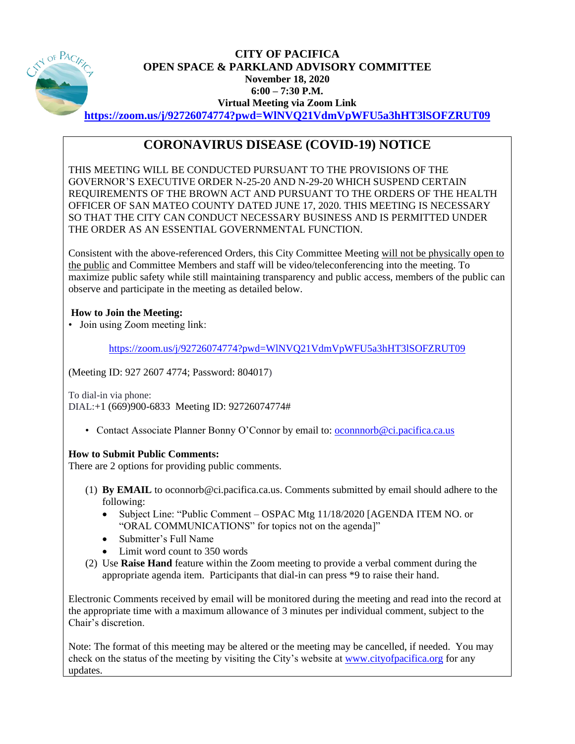# CITY OF PACIFICA
## OPEN SPACE & PARKLAND ADVISORY COMMITTEE

**November 18, 2020**
**6:00 – 7:30 P.M.**
**Virtual Meeting via Zoom Link**
**https://zoom.us/j/92726074774?pwd=WlNVQ21VdmVpWFU5a3hHT3lSOFZRUT09**

## CORONAVIRUS DISEASE (COVID-19) NOTICE

THIS MEETING WILL BE CONDUCTED PURSUANT TO THE PROVISIONS OF THE GOVERNOR'S EXECUTIVE ORDER N-25-20 AND N-29-20 WHICH SUSPEND CERTAIN REQUIREMENTS OF THE BROWN ACT AND PURSUANT TO THE ORDERS OF THE HEALTH OFFICER OF SAN MATEO COUNTY DATED JUNE 17, 2020. THIS MEETING IS NECESSARY SO THAT THE CITY CAN CONDUCT NECESSARY BUSINESS AND IS PERMITTED UNDER THE ORDER AS AN ESSENTIAL GOVERNMENTAL FUNCTION.

Consistent with the above-referenced Orders, this City Committee Meeting will not be physically open to the public and Committee Members and staff will be video/teleconferencing into the meeting. To maximize public safety while still maintaining transparency and public access, members of the public can observe and participate in the meeting as detailed below.

**How to Join the Meeting:**

- Join using Zoom meeting link:

  https://zoom.us/j/92726074774?pwd=WlNVQ21VdmVpWFU5a3hHT3lSOFZRUT09

(Meeting ID: 927 2607 4774; Password: 804017)

To dial-in via phone:
DIAL:+1 (669)900-6833 Meeting ID: 92726074774#

- Contact Associate Planner Bonny O'Connor by email to: oconnnorb@ci.pacifica.ca.us

**How to Submit Public Comments:**
There are 2 options for providing public comments.

(1) **By EMAIL** to oconnorb@ci.pacifica.ca.us. Comments submitted by email should adhere to the following:
  - Subject Line: "Public Comment – OSPAC Mtg 11/18/2020 [AGENDA ITEM NO. or "ORAL COMMUNICATIONS" for topics not on the agenda]"
  - Submitter's Full Name
  - Limit word count to 350 words

(2) Use **Raise Hand** feature within the Zoom meeting to provide a verbal comment during the appropriate agenda item. Participants that dial-in can press *9 to raise their hand.

Electronic Comments received by email will be monitored during the meeting and read into the record at the appropriate time with a maximum allowance of 3 minutes per individual comment, subject to the Chair's discretion.

Note: The format of this meeting may be altered or the meeting may be cancelled, if needed. You may check on the status of the meeting by visiting the City's website at www.cityofpacifica.org for any updates.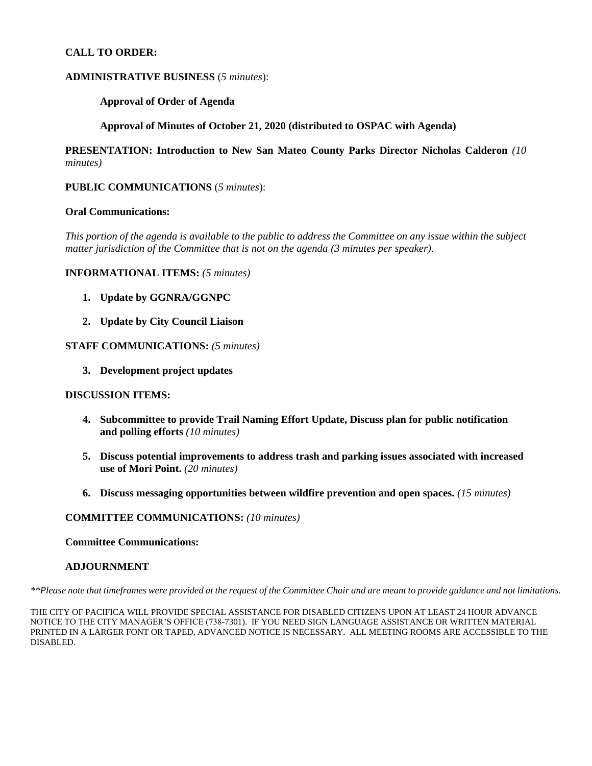**CALL TO ORDER:**

**ADMINISTRATIVE BUSINESS** (*5 minutes*):

**Approval of Order of Agenda**

**Approval of Minutes of October 21, 2020 (distributed to OSPAC with Agenda)**

**PRESENTATION: Introduction to New San Mateo County Parks Director Nicholas Calderon** *(10 minutes)*

**PUBLIC COMMUNICATIONS** (*5 minutes*):

**Oral Communications:**

*This portion of the agenda is available to the public to address the Committee on any issue within the subject matter jurisdiction of the Committee that is not on the agenda (3 minutes per speaker).*

**INFORMATIONAL ITEMS:** *(5 minutes)*

1. **Update by GGNRA/GGNPC**
2. **Update by City Council Liaison**

**STAFF COMMUNICATIONS:** *(5 minutes)*

3. **Development project updates**

**DISCUSSION ITEMS:**

4. **Subcommittee to provide Trail Naming Effort Update, Discuss plan for public notification and polling efforts** *(10 minutes)*
5. **Discuss potential improvements to address trash and parking issues associated with increased use of Mori Point.** *(20 minutes)*
6. **Discuss messaging opportunities between wildfire prevention and open spaces.** *(15 minutes)*

**COMMITTEE COMMUNICATIONS:** *(10 minutes)*

**Committee Communications:**

**ADJOURNMENT**

*\*\*Please note that timeframes were provided at the request of the Committee Chair and are meant to provide guidance and not limitations.*

THE CITY OF PACIFICA WILL PROVIDE SPECIAL ASSISTANCE FOR DISABLED CITIZENS UPON AT LEAST 24 HOUR ADVANCE NOTICE TO THE CITY MANAGER'S OFFICE (738-7301). IF YOU NEED SIGN LANGUAGE ASSISTANCE OR WRITTEN MATERIAL PRINTED IN A LARGER FONT OR TAPED, ADVANCED NOTICE IS NECESSARY. ALL MEETING ROOMS ARE ACCESSIBLE TO THE DISABLED.